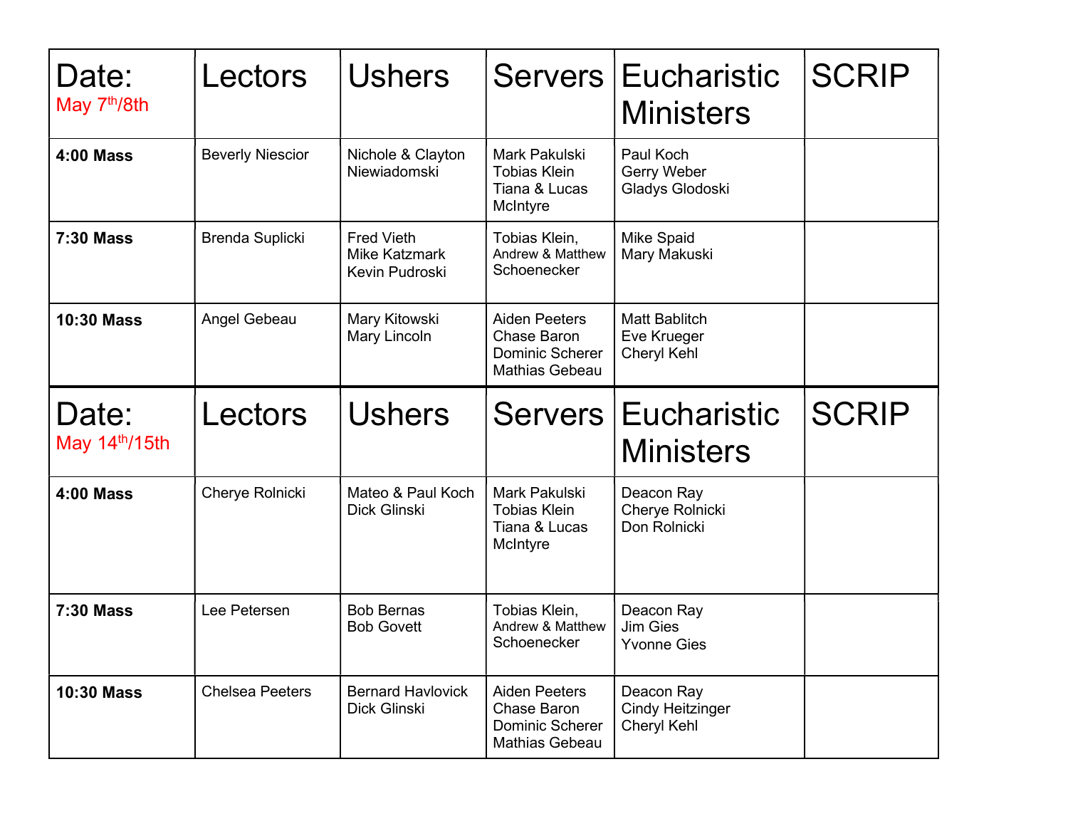| Date: May 7th/8th | Lectors | Ushers | Servers | Eucharistic Ministers | SCRIP |
|---|---|---|---|---|---|
| **4:00 Mass** | Beverly Niescior | Nichole & Clayton Niewiadomski | Mark Pakulski<br>Tobias Klein<br>Tiana & Lucas McIntyre | Paul Koch<br>Gerry Weber<br>Gladys Glodoski | |
| **7:30 Mass** | Brenda Suplicki | Fred Vieth<br>Mike Katzmark<br>Kevin Pudroski | Tobias Klein,<br>Andrew & Matthew Schoenecker | Mike Spaid<br>Mary Makuski | |
| **10:30 Mass** | Angel Gebeau | Mary Kitowski<br>Mary Lincoln | Aiden Peeters<br>Chase Baron<br>Dominic Scherer<br>Mathias Gebeau | Matt Bablitch<br>Eve Krueger<br>Cheryl Kehl | |

| Date: May 14th/15th | Lectors | Ushers | Servers | Eucharistic Ministers | SCRIP |
|---|---|---|---|---|---|
| **4:00 Mass** | Cherye Rolnicki | Mateo & Paul Koch<br>Dick Glinski | Mark Pakulski<br>Tobias Klein<br>Tiana & Lucas McIntyre | Deacon Ray<br>Cherye Rolnicki<br>Don Rolnicki | |
| **7:30 Mass** | Lee Petersen | Bob Bernas<br>Bob Govett | Tobias Klein,<br>Andrew & Matthew Schoenecker | Deacon Ray<br>Jim Gies<br>Yvonne Gies | |
| **10:30 Mass** | Chelsea Peeters | Bernard Havlovick<br>Dick Glinski | Aiden Peeters<br>Chase Baron<br>Dominic Scherer<br>Mathias Gebeau | Deacon Ray<br>Cindy Heitzinger<br>Cheryl Kehl | |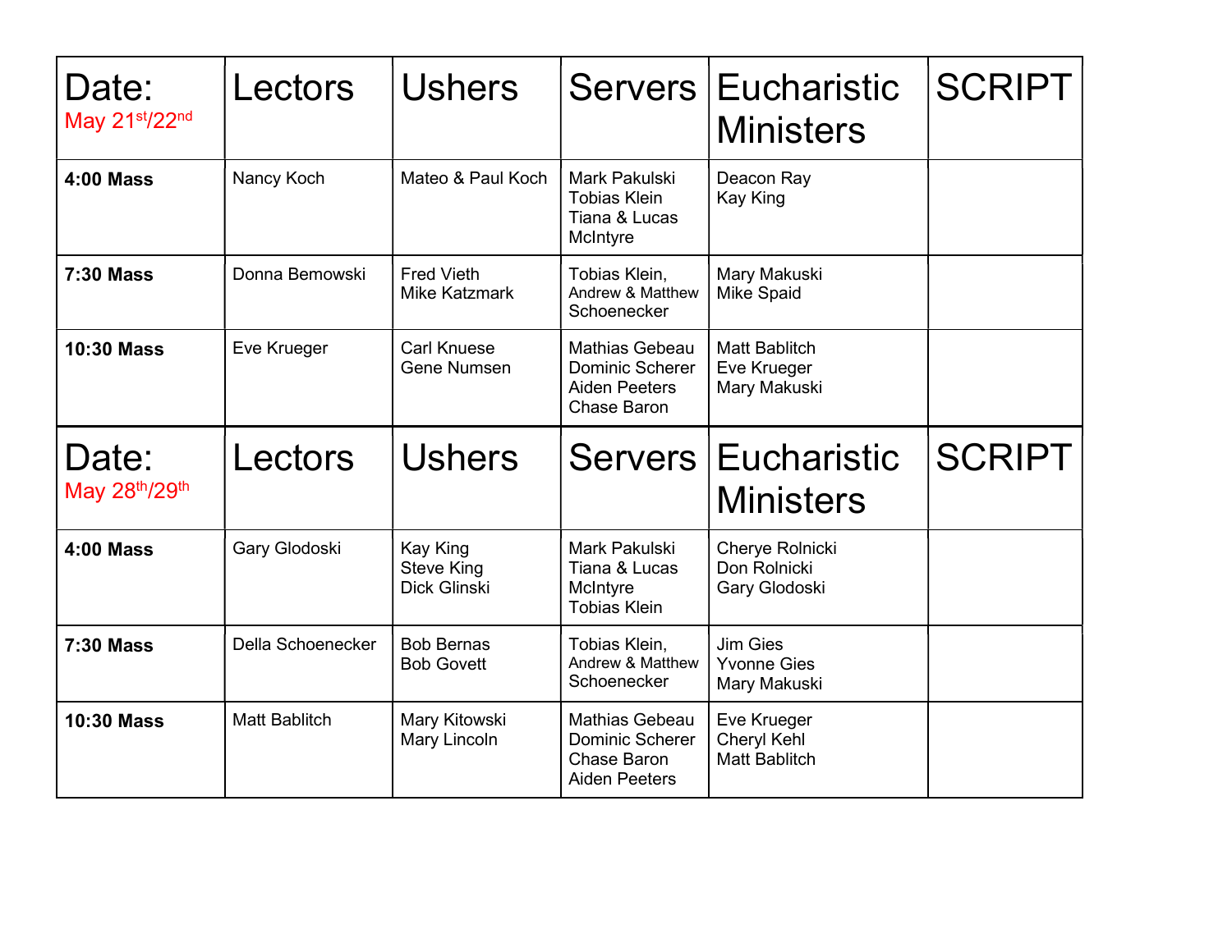| Date: May 21st/22nd | Lectors | Ushers | Servers | Eucharistic Ministers | SCRIPT |
|---|---|---|---|---|---|
| **4:00 Mass** | Nancy Koch | Mateo & Paul Koch | Mark Pakulski<br>Tobias Klein<br>Tiana & Lucas McIntyre | Deacon Ray<br>Kay King | |
| **7:30 Mass** | Donna Bemowski | Fred Vieth<br>Mike Katzmark | Tobias Klein,<br>Andrew & Matthew Schoenecker | Mary Makuski<br>Mike Spaid | |
| **10:30 Mass** | Eve Krueger | Carl Knuese<br>Gene Numsen | Mathias Gebeau<br>Dominic Scherer<br>Aiden Peeters<br>Chase Baron | Matt Bablitch<br>Eve Krueger<br>Mary Makuski | |
| **Date: May 28th/29th** | **Lectors** | **Ushers** | **Servers** | **Eucharistic Ministers** | **SCRIPT** |
| **4:00 Mass** | Gary Glodoski | Kay King<br>Steve King<br>Dick Glinski | Mark Pakulski<br>Tiana & Lucas McIntyre<br>Tobias Klein | Cherye Rolnicki<br>Don Rolnicki<br>Gary Glodoski | |
| **7:30 Mass** | Della Schoenecker | Bob Bernas<br>Bob Govett | Tobias Klein,<br>Andrew & Matthew Schoenecker | Jim Gies<br>Yvonne Gies<br>Mary Makuski | |
| **10:30 Mass** | Matt Bablitch | Mary Kitowski<br>Mary Lincoln | Mathias Gebeau<br>Dominic Scherer<br>Chase Baron<br>Aiden Peeters | Eve Krueger<br>Cheryl Kehl<br>Matt Bablitch | |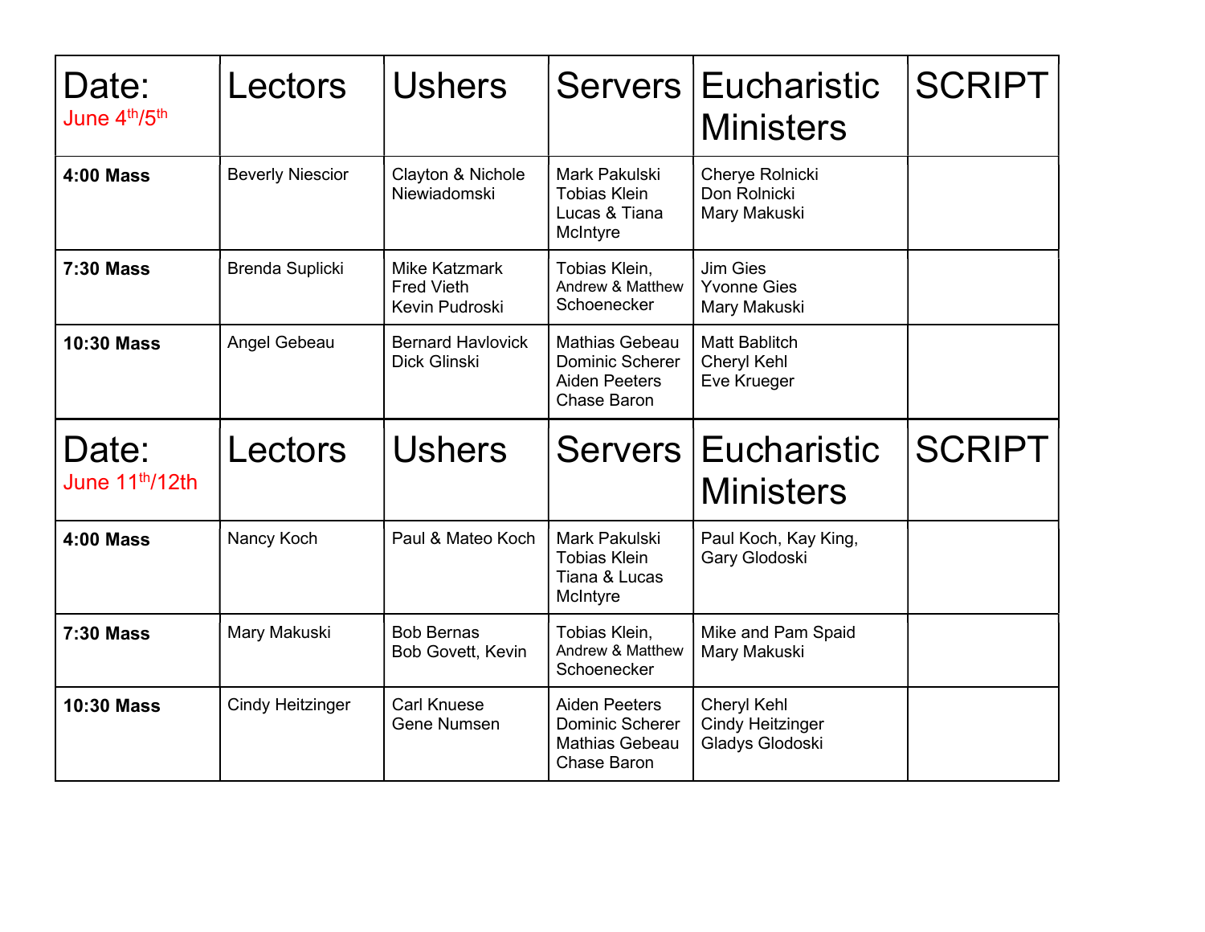| Date: June 4th/5th | Lectors | Ushers | Servers | Eucharistic Ministers | SCRIPT |
|---|---|---|---|---|---|
| **4:00 Mass** | Beverly Niescior | Clayton & Nichole Niewiadomski | Mark Pakulski<br>Tobias Klein<br>Lucas & Tiana McIntyre | Cherye Rolnicki<br>Don Rolnicki<br>Mary Makuski | |
| **7:30 Mass** | Brenda Suplicki | Mike Katzmark<br>Fred Vieth<br>Kevin Pudroski | Tobias Klein,<br>Andrew & Matthew Schoenecker | Jim Gies<br>Yvonne Gies<br>Mary Makuski | |
| **10:30 Mass** | Angel Gebeau | Bernard Havlovick<br>Dick Glinski | Mathias Gebeau<br>Dominic Scherer<br>Aiden Peeters<br>Chase Baron | Matt Bablitch<br>Cheryl Kehl<br>Eve Krueger | |
| **Date: June 11th/12th** | **Lectors** | **Ushers** | **Servers** | **Eucharistic Ministers** | **SCRIPT** |
| **4:00 Mass** | Nancy Koch | Paul & Mateo Koch | Mark Pakulski<br>Tobias Klein<br>Tiana & Lucas McIntyre | Paul Koch, Kay King,<br>Gary Glodoski | |
| **7:30 Mass** | Mary Makuski | Bob Bernas<br>Bob Govett, Kevin | Tobias Klein,<br>Andrew & Matthew Schoenecker | Mike and Pam Spaid<br>Mary Makuski | |
| **10:30 Mass** | Cindy Heitzinger | Carl Knuese<br>Gene Numsen | Aiden Peeters<br>Dominic Scherer<br>Mathias Gebeau<br>Chase Baron | Cheryl Kehl<br>Cindy Heitzinger<br>Gladys Glodoski | |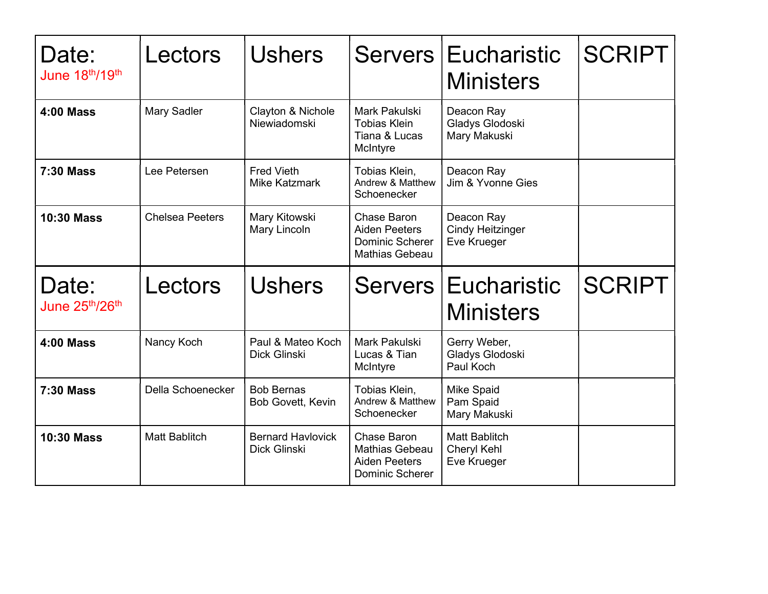| Date: June 18th/19th | Lectors | Ushers | Servers | Eucharistic Ministers | SCRIPT |
|---|---|---|---|---|---|
| **4:00 Mass** | Mary Sadler | Clayton & Nichole Niewiadomski | Mark Pakulski<br>Tobias Klein<br>Tiana & Lucas McIntyre | Deacon Ray<br>Gladys Glodoski<br>Mary Makuski | |
| **7:30 Mass** | Lee Petersen | Fred Vieth<br>Mike Katzmark | Tobias Klein,<br>Andrew & Matthew Schoenecker | Deacon Ray<br>Jim & Yvonne Gies | |
| **10:30 Mass** | Chelsea Peeters | Mary Kitowski<br>Mary Lincoln | Chase Baron<br>Aiden Peeters<br>Dominic Scherer<br>Mathias Gebeau | Deacon Ray<br>Cindy Heitzinger<br>Eve Krueger | |

| Date: June 25th/26th | Lectors | Ushers | Servers | Eucharistic Ministers | SCRIPT |
|---|---|---|---|---|---|
| **4:00 Mass** | Nancy Koch | Paul & Mateo Koch<br>Dick Glinski | Mark Pakulski<br>Lucas & Tian McIntyre | Gerry Weber,<br>Gladys Glodoski<br>Paul Koch | |
| **7:30 Mass** | Della Schoenecker | Bob Bernas<br>Bob Govett, Kevin | Tobias Klein,<br>Andrew & Matthew Schoenecker | Mike Spaid<br>Pam Spaid<br>Mary Makuski | |
| **10:30 Mass** | Matt Bablitch | Bernard Havlovick<br>Dick Glinski | Chase Baron<br>Mathias Gebeau<br>Aiden Peeters<br>Dominic Scherer | Matt Bablitch<br>Cheryl Kehl<br>Eve Krueger | |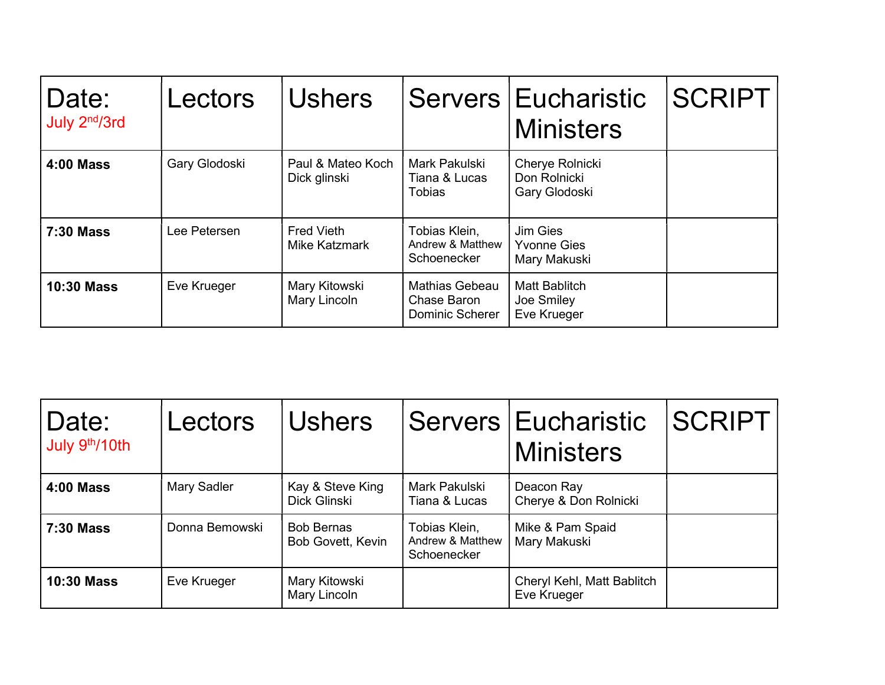| Date: July 2nd/3rd | Lectors | Ushers | Servers | Eucharistic Ministers | SCRIPT |
|---|---|---|---|---|---|
| **4:00 Mass** | Gary Glodoski | Paul & Mateo Koch<br>Dick glinski | Mark Pakulski<br>Tiana & Lucas<br>Tobias | Cherye Rolnicki<br>Don Rolnicki<br>Gary Glodoski | |
| **7:30 Mass** | Lee Petersen | Fred Vieth<br>Mike Katzmark | Tobias Klein,<br>Andrew & Matthew<br>Schoenecker | Jim Gies<br>Yvonne Gies<br>Mary Makuski | |
| **10:30 Mass** | Eve Krueger | Mary Kitowski<br>Mary Lincoln | Mathias Gebeau<br>Chase Baron<br>Dominic Scherer | Matt Bablitch<br>Joe Smiley<br>Eve Krueger | |

| Date: July 9th/10th | Lectors | Ushers | Servers | Eucharistic Ministers | SCRIPT |
|---|---|---|---|---|---|
| **4:00 Mass** | Mary Sadler | Kay & Steve King<br>Dick Glinski | Mark Pakulski<br>Tiana & Lucas | Deacon Ray<br>Cherye & Don Rolnicki | |
| **7:30 Mass** | Donna Bemowski | Bob Bernas<br>Bob Govett, Kevin | Tobias Klein,<br>Andrew & Matthew<br>Schoenecker | Mike & Pam Spaid<br>Mary Makuski | |
| **10:30 Mass** | Eve Krueger | Mary Kitowski<br>Mary Lincoln | | Cheryl Kehl, Matt Bablitch<br>Eve Krueger | |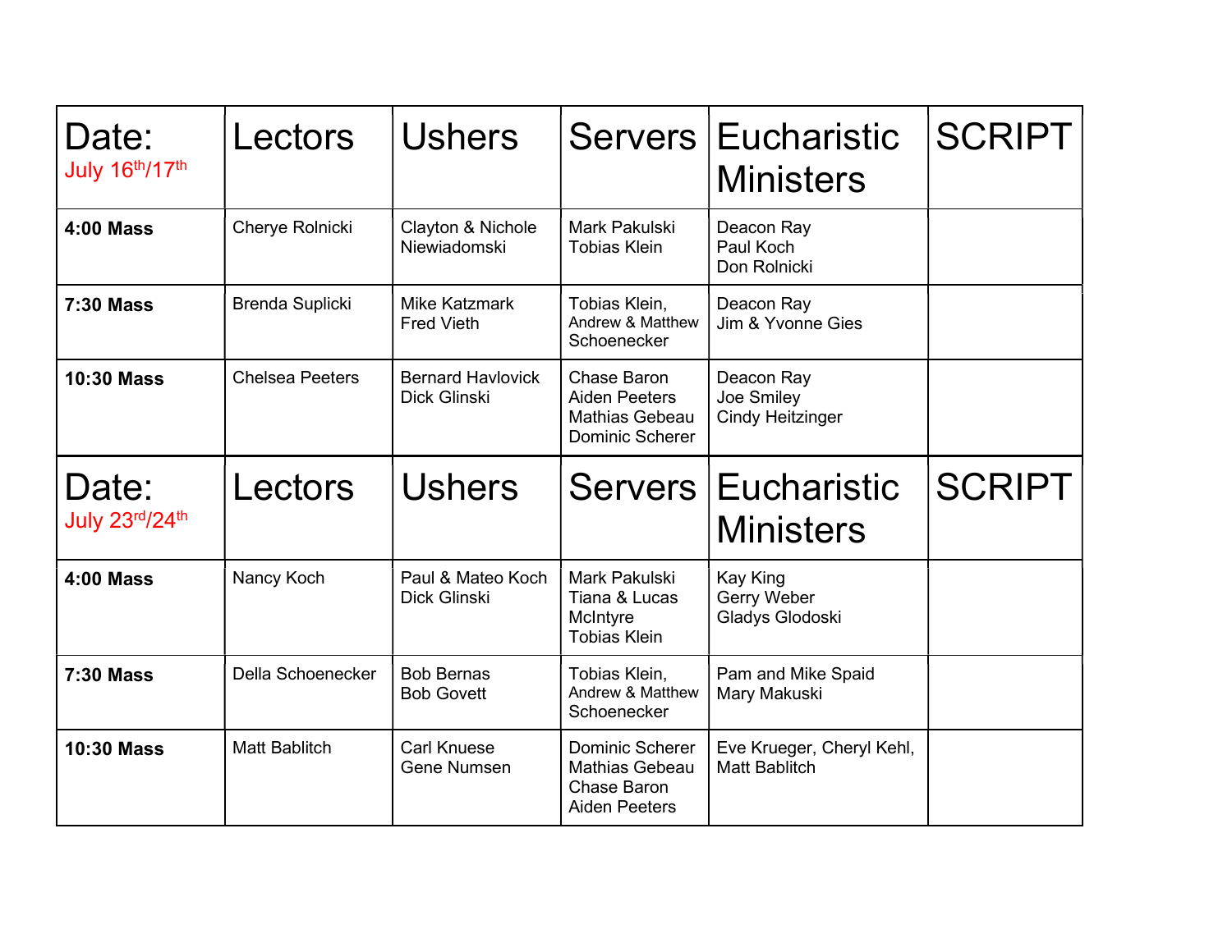| Date: July 16th/17th | Lectors | Ushers | Servers | Eucharistic Ministers | SCRIPT |
|---|---|---|---|---|---|
| **4:00 Mass** | Cherye Rolnicki | Clayton & Nichole Niewiadomski | Mark Pakulski<br>Tobias Klein | Deacon Ray<br>Paul Koch<br>Don Rolnicki | |
| **7:30 Mass** | Brenda Suplicki | Mike Katzmark<br>Fred Vieth | Tobias Klein,<br>Andrew & Matthew Schoenecker | Deacon Ray<br>Jim & Yvonne Gies | |
| **10:30 Mass** | Chelsea Peeters | Bernard Havlovick<br>Dick Glinski | Chase Baron<br>Aiden Peeters<br>Mathias Gebeau<br>Dominic Scherer | Deacon Ray<br>Joe Smiley<br>Cindy Heitzinger | |
| **Date: July 23rd/24th** | **Lectors** | **Ushers** | **Servers** | **Eucharistic Ministers** | **SCRIPT** |
| **4:00 Mass** | Nancy Koch | Paul & Mateo Koch<br>Dick Glinski | Mark Pakulski<br>Tiana & Lucas McIntyre<br>Tobias Klein | Kay King<br>Gerry Weber<br>Gladys Glodoski | |
| **7:30 Mass** | Della Schoenecker | Bob Bernas<br>Bob Govett | Tobias Klein,<br>Andrew & Matthew Schoenecker | Pam and Mike Spaid<br>Mary Makuski | |
| **10:30 Mass** | Matt Bablitch | Carl Knuese<br>Gene Numsen | Dominic Scherer<br>Mathias Gebeau<br>Chase Baron<br>Aiden Peeters | Eve Krueger, Cheryl Kehl,<br>Matt Bablitch | |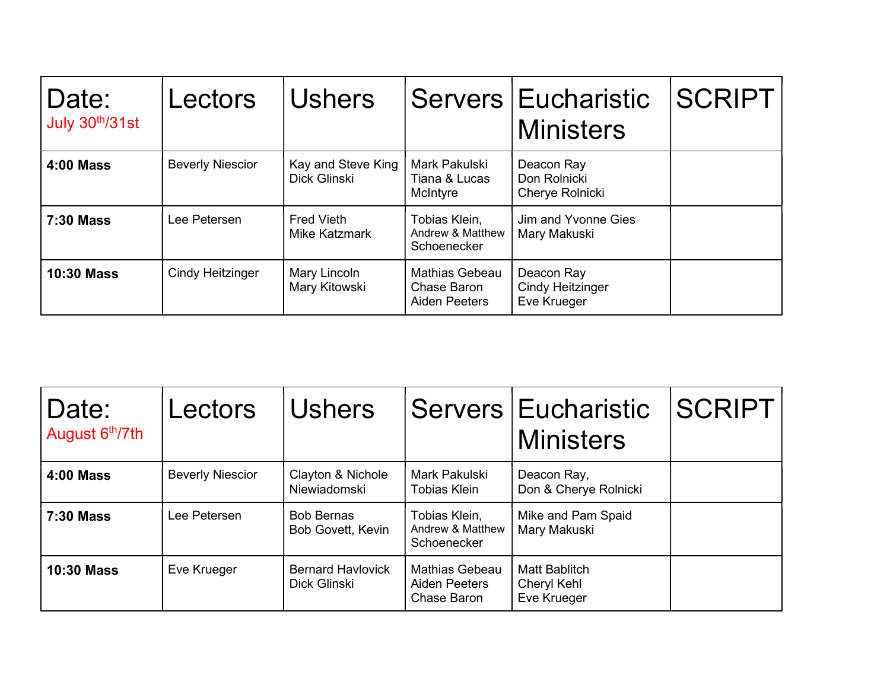| Date: July 30th/31st | Lectors | Ushers | Servers | Eucharistic Ministers | SCRIPT |
|---|---|---|---|---|---|
| **4:00 Mass** | Beverly Niescior | Kay and Steve King<br>Dick Glinski | Mark Pakulski<br>Tiana & Lucas McIntyre | Deacon Ray<br>Don Rolnicki<br>Cherye Rolnicki | |
| **7:30 Mass** | Lee Petersen | Fred Vieth<br>Mike Katzmark | Tobias Klein,<br>Andrew & Matthew Schoenecker | Jim and Yvonne Gies<br>Mary Makuski | |
| **10:30 Mass** | Cindy Heitzinger | Mary Lincoln<br>Mary Kitowski | Mathias Gebeau<br>Chase Baron<br>Aiden Peeters | Deacon Ray<br>Cindy Heitzinger<br>Eve Krueger | |

| Date: August 6th/7th | Lectors | Ushers | Servers | Eucharistic Ministers | SCRIPT |
|---|---|---|---|---|---|
| **4:00 Mass** | Beverly Niescior | Clayton & Nichole Niewiadomski | Mark Pakulski<br>Tobias Klein | Deacon Ray,<br>Don & Cherye Rolnicki | |
| **7:30 Mass** | Lee Petersen | Bob Bernas<br>Bob Govett, Kevin | Tobias Klein,<br>Andrew & Matthew Schoenecker | Mike and Pam Spaid<br>Mary Makuski | |
| **10:30 Mass** | Eve Krueger | Bernard Havlovick<br>Dick Glinski | Mathias Gebeau<br>Aiden Peeters<br>Chase Baron | Matt Bablitch<br>Cheryl Kehl<br>Eve Krueger | |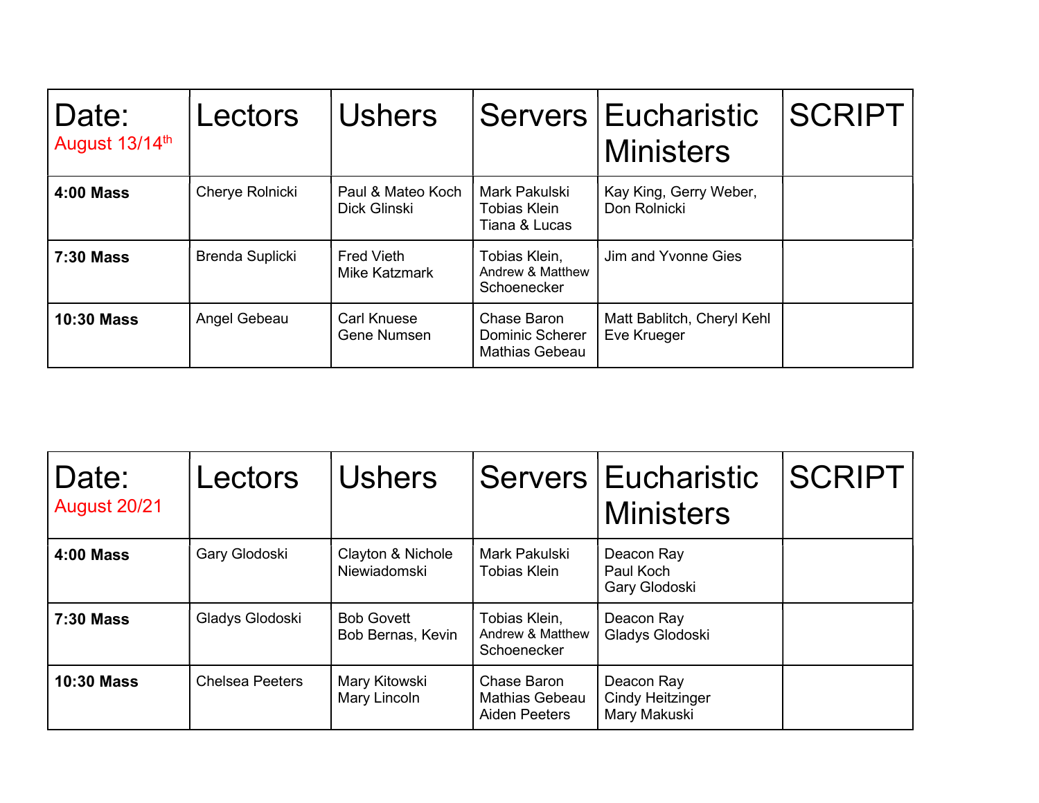| Date: August 13/14th | Lectors | Ushers | Servers | Eucharistic Ministers | SCRIPT |
|---|---|---|---|---|---|
| **4:00 Mass** | Cherye Rolnicki | Paul & Mateo Koch<br>Dick Glinski | Mark Pakulski<br>Tobias Klein<br>Tiana & Lucas | Kay King, Gerry Weber, Don Rolnicki | |
| **7:30 Mass** | Brenda Suplicki | Fred Vieth<br>Mike Katzmark | Tobias Klein,<br>Andrew & Matthew Schoenecker | Jim and Yvonne Gies | |
| **10:30 Mass** | Angel Gebeau | Carl Knuese<br>Gene Numsen | Chase Baron<br>Dominic Scherer<br>Mathias Gebeau | Matt Bablitch, Cheryl Kehl<br>Eve Krueger | |

| Date: August 20/21 | Lectors | Ushers | Servers | Eucharistic Ministers | SCRIPT |
|---|---|---|---|---|---|
| **4:00 Mass** | Gary Glodoski | Clayton & Nichole Niewiadomski | Mark Pakulski<br>Tobias Klein | Deacon Ray<br>Paul Koch<br>Gary Glodoski | |
| **7:30 Mass** | Gladys Glodoski | Bob Govett<br>Bob Bernas, Kevin | Tobias Klein,<br>Andrew & Matthew Schoenecker | Deacon Ray<br>Gladys Glodoski | |
| **10:30 Mass** | Chelsea Peeters | Mary Kitowski<br>Mary Lincoln | Chase Baron<br>Mathias Gebeau<br>Aiden Peeters | Deacon Ray<br>Cindy Heitzinger<br>Mary Makuski | |